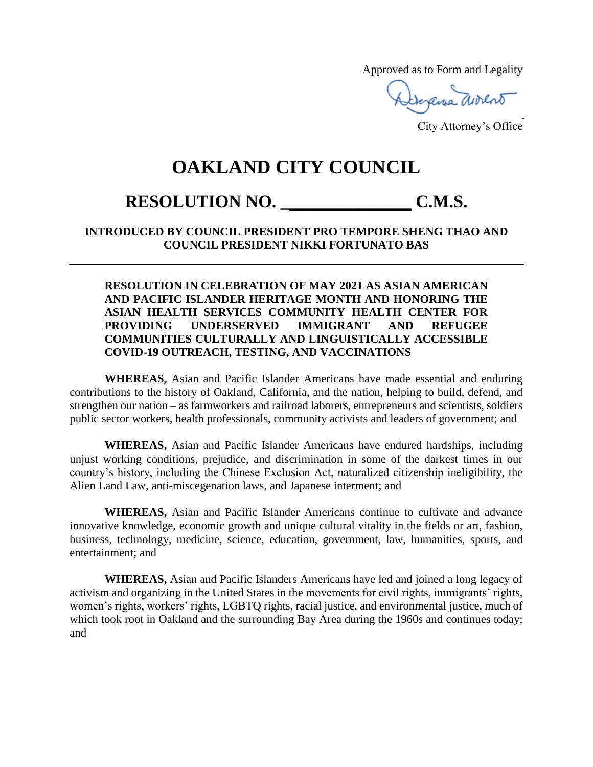Approved as to Form and Legality

City Attorney's Office

# OAKLAND CITY COUNCIL

## RESOLUTION NO. _____________ C.M.S.

**INTRODUCED BY COUNCIL PRESIDENT PRO TEMPORE SHENG THAO AND COUNCIL PRESIDENT NIKKI FORTUNATO BAS**

---

**RESOLUTION IN CELEBRATION OF MAY 2021 AS ASIAN AMERICAN AND PACIFIC ISLANDER HERITAGE MONTH AND HONORING THE ASIAN HEALTH SERVICES COMMUNITY HEALTH CENTER FOR PROVIDING UNDERSERVED IMMIGRANT AND REFUGEE COMMUNITIES CULTURALLY AND LINGUISTICALLY ACCESSIBLE COVID-19 OUTREACH, TESTING, AND VACCINATIONS**

**WHEREAS,** Asian and Pacific Islander Americans have made essential and enduring contributions to the history of Oakland, California, and the nation, helping to build, defend, and strengthen our nation – as farmworkers and railroad laborers, entrepreneurs and scientists, soldiers public sector workers, health professionals, community activists and leaders of government; and

**WHEREAS,** Asian and Pacific Islander Americans have endured hardships, including unjust working conditions, prejudice, and discrimination in some of the darkest times in our country's history, including the Chinese Exclusion Act, naturalized citizenship ineligibility, the Alien Land Law, anti-miscegenation laws, and Japanese interment; and

**WHEREAS,** Asian and Pacific Islander Americans continue to cultivate and advance innovative knowledge, economic growth and unique cultural vitality in the fields or art, fashion, business, technology, medicine, science, education, government, law, humanities, sports, and entertainment; and

**WHEREAS,** Asian and Pacific Islanders Americans have led and joined a long legacy of activism and organizing in the United States in the movements for civil rights, immigrants' rights, women's rights, workers' rights, LGBTQ rights, racial justice, and environmental justice, much of which took root in Oakland and the surrounding Bay Area during the 1960s and continues today; and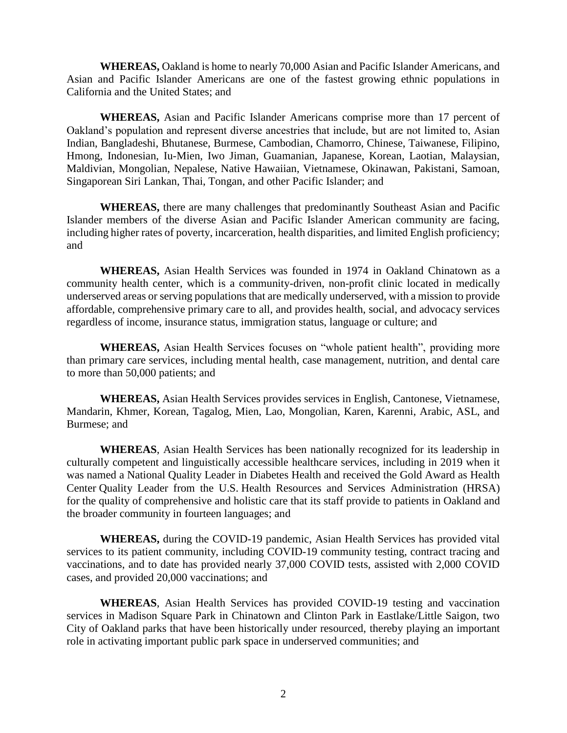**WHEREAS,** Oakland is home to nearly 70,000 Asian and Pacific Islander Americans, and Asian and Pacific Islander Americans are one of the fastest growing ethnic populations in California and the United States; and

**WHEREAS,** Asian and Pacific Islander Americans comprise more than 17 percent of Oakland's population and represent diverse ancestries that include, but are not limited to, Asian Indian, Bangladeshi, Bhutanese, Burmese, Cambodian, Chamorro, Chinese, Taiwanese, Filipino, Hmong, Indonesian, Iu-Mien, Iwo Jiman, Guamanian, Japanese, Korean, Laotian, Malaysian, Maldivian, Mongolian, Nepalese, Native Hawaiian, Vietnamese, Okinawan, Pakistani, Samoan, Singaporean Siri Lankan, Thai, Tongan, and other Pacific Islander; and

**WHEREAS,** there are many challenges that predominantly Southeast Asian and Pacific Islander members of the diverse Asian and Pacific Islander American community are facing, including higher rates of poverty, incarceration, health disparities, and limited English proficiency; and

**WHEREAS,** Asian Health Services was founded in 1974 in Oakland Chinatown as a community health center, which is a community-driven, non-profit clinic located in medically underserved areas or serving populations that are medically underserved, with a mission to provide affordable, comprehensive primary care to all, and provides health, social, and advocacy services regardless of income, insurance status, immigration status, language or culture; and

**WHEREAS,** Asian Health Services focuses on "whole patient health", providing more than primary care services, including mental health, case management, nutrition, and dental care to more than 50,000 patients; and

**WHEREAS,** Asian Health Services provides services in English, Cantonese, Vietnamese, Mandarin, Khmer, Korean, Tagalog, Mien, Lao, Mongolian, Karen, Karenni, Arabic, ASL, and Burmese; and

**WHEREAS**, Asian Health Services has been nationally recognized for its leadership in culturally competent and linguistically accessible healthcare services, including in 2019 when it was named a National Quality Leader in Diabetes Health and received the Gold Award as Health Center Quality Leader from the U.S. Health Resources and Services Administration (HRSA) for the quality of comprehensive and holistic care that its staff provide to patients in Oakland and the broader community in fourteen languages; and

**WHEREAS,** during the COVID-19 pandemic, Asian Health Services has provided vital services to its patient community, including COVID-19 community testing, contract tracing and vaccinations, and to date has provided nearly 37,000 COVID tests, assisted with 2,000 COVID cases, and provided 20,000 vaccinations; and

**WHEREAS**, Asian Health Services has provided COVID-19 testing and vaccination services in Madison Square Park in Chinatown and Clinton Park in Eastlake/Little Saigon, two City of Oakland parks that have been historically under resourced, thereby playing an important role in activating important public park space in underserved communities; and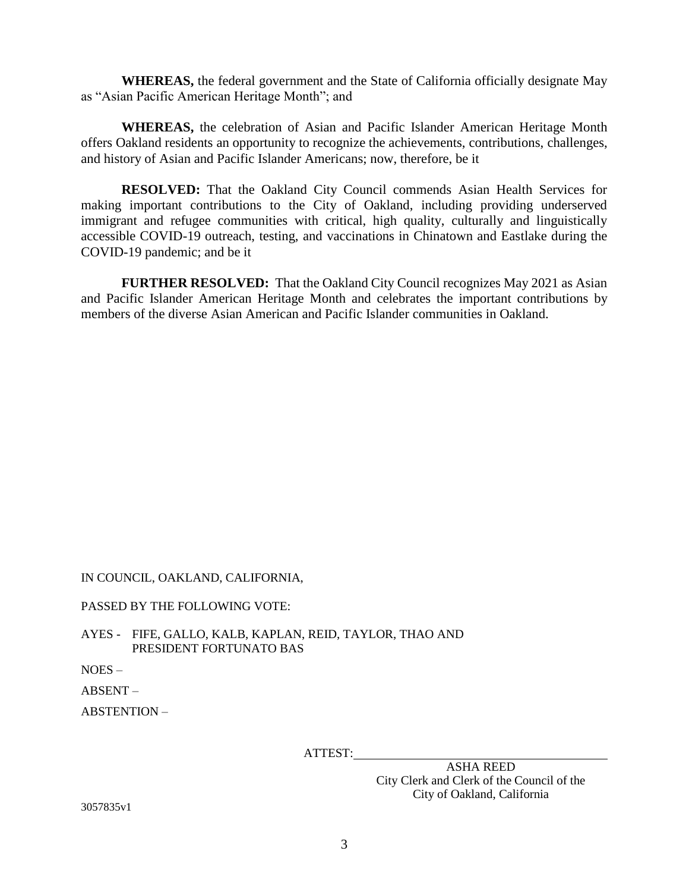**WHEREAS,** the federal government and the State of California officially designate May as "Asian Pacific American Heritage Month"; and

**WHEREAS,** the celebration of Asian and Pacific Islander American Heritage Month offers Oakland residents an opportunity to recognize the achievements, contributions, challenges, and history of Asian and Pacific Islander Americans; now, therefore, be it

**RESOLVED:** That the Oakland City Council commends Asian Health Services for making important contributions to the City of Oakland, including providing underserved immigrant and refugee communities with critical, high quality, culturally and linguistically accessible COVID-19 outreach, testing, and vaccinations in Chinatown and Eastlake during the COVID-19 pandemic; and be it

**FURTHER RESOLVED:** That the Oakland City Council recognizes May 2021 as Asian and Pacific Islander American Heritage Month and celebrates the important contributions by members of the diverse Asian American and Pacific Islander communities in Oakland.

IN COUNCIL, OAKLAND, CALIFORNIA,

PASSED BY THE FOLLOWING VOTE:

AYES - FIFE, GALLO, KALB, KAPLAN, REID, TAYLOR, THAO AND PRESIDENT FORTUNATO BAS

NOES –

ABSENT –

ABSTENTION –

ATTEST: ____________________

ASHA REED
City Clerk and Clerk of the Council of the
City of Oakland, California

3057835v1